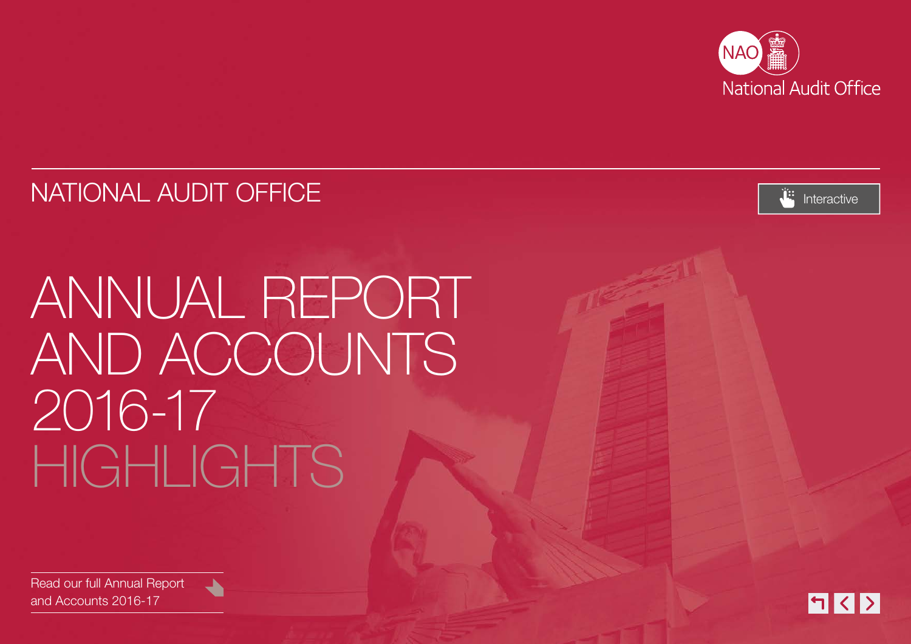National Audit Office

NATIONAL AUDIT OFFICE

Interactive

# ANNUAL REPORT AND ACCOUNTS 2016-17

# HIGHLIGHTS

Read our full Annual Report and Accounts 2016-17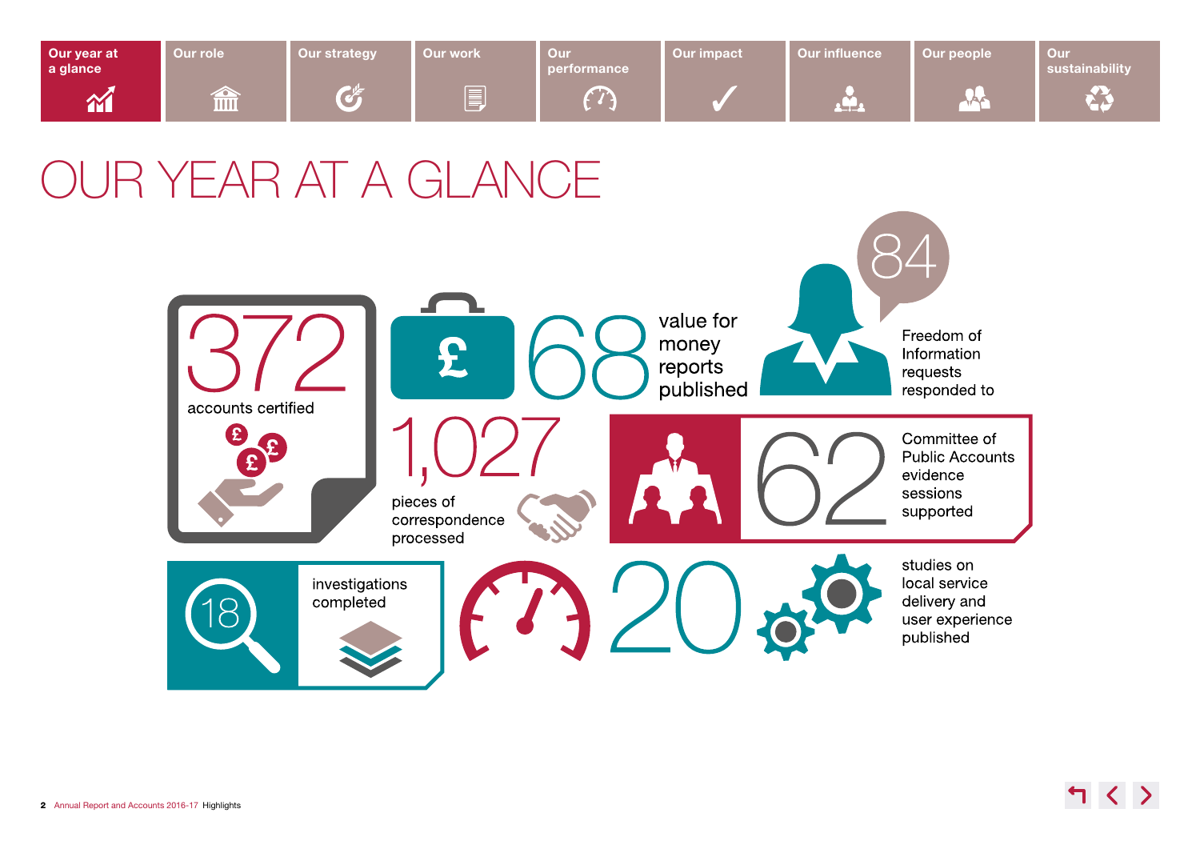# OUR YEAR AT A GLANCE

**372** accounts certified

**68** value for money reports published

**84** Freedom of Information requests responded to

**1,027** pieces of correspondence processed

**62** Committee of Public Accounts evidence sessions supported

**18** investigations completed

**20** studies on local service delivery and user experience published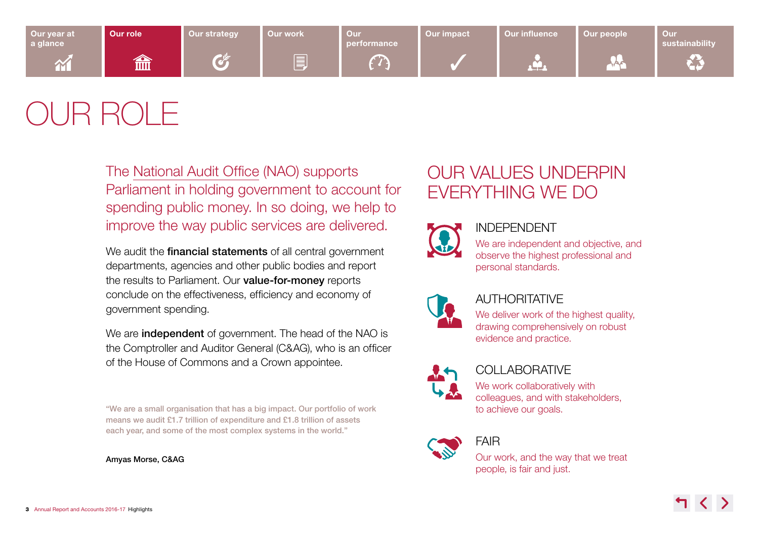# OUR ROLE

The National Audit Office (NAO) supports Parliament in holding government to account for spending public money. In so doing, we help to improve the way public services are delivered.

We audit the **financial statements** of all central government departments, agencies and other public bodies and report the results to Parliament. Our **value-for-money** reports conclude on the effectiveness, efficiency and economy of government spending.

We are **independent** of government. The head of the NAO is the Comptroller and Auditor General (C&AG), who is an officer of the House of Commons and a Crown appointee.

"We are a small organisation that has a big impact. Our portfolio of work means we audit £1.7 trillion of expenditure and £1.8 trillion of assets each year, and some of the most complex systems in the world."

Amyas Morse, C&AG

## OUR VALUES UNDERPIN EVERYTHING WE DO

### INDEPENDENT

We are independent and objective, and observe the highest professional and personal standards.

### AUTHORITATIVE

We deliver work of the highest quality, drawing comprehensively on robust evidence and practice.

### COLLABORATIVE

We work collaboratively with colleagues, and with stakeholders, to achieve our goals.

### FAIR

Our work, and the way that we treat people, is fair and just.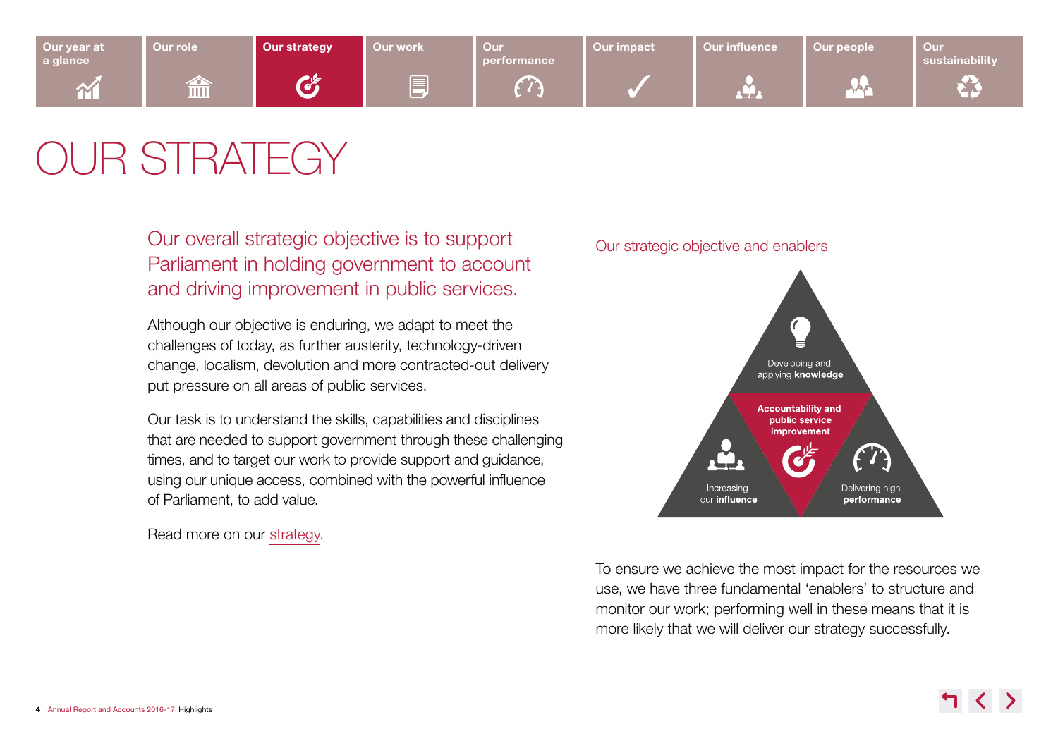# OUR STRATEGY

## Our overall strategic objective is to support Parliament in holding government to account and driving improvement in public services.

Although our objective is enduring, we adapt to meet the challenges of today, as further austerity, technology-driven change, localism, devolution and more contracted-out delivery put pressure on all areas of public services.

Our task is to understand the skills, capabilities and disciplines that are needed to support government through these challenging times, and to target our work to provide support and guidance, using our unique access, combined with the powerful influence of Parliament, to add value.

Read more on our strategy.

### Our strategic objective and enablers

- Developing and applying **knowledge**
- **Accountability and public service improvement**
- Increasing our **influence**
- Delivering high **performance**

To ensure we achieve the most impact for the resources we use, we have three fundamental 'enablers' to structure and monitor our work; performing well in these means that it is more likely that we will deliver our strategy successfully.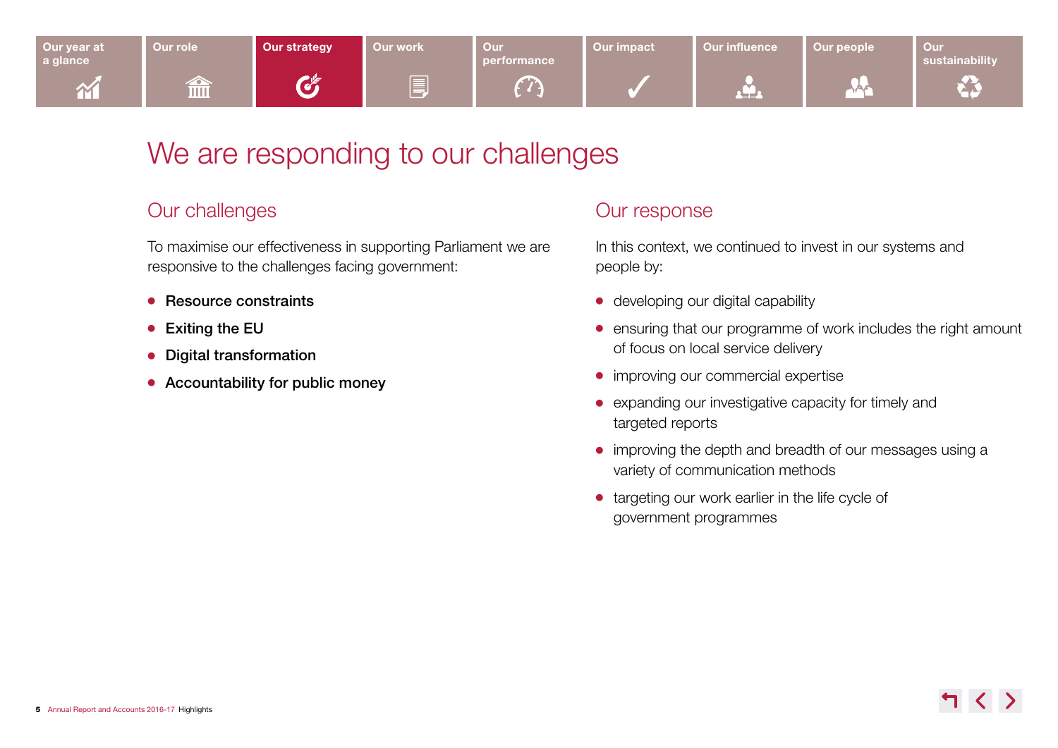# We are responding to our challenges

## Our challenges

To maximise our effectiveness in supporting Parliament we are responsive to the challenges facing government:

- **Resource constraints**
- **Exiting the EU**
- **Digital transformation**
- **Accountability for public money**

## Our response

In this context, we continued to invest in our systems and people by:

- developing our digital capability
- ensuring that our programme of work includes the right amount of focus on local service delivery
- improving our commercial expertise
- expanding our investigative capacity for timely and targeted reports
- improving the depth and breadth of our messages using a variety of communication methods
- targeting our work earlier in the life cycle of government programmes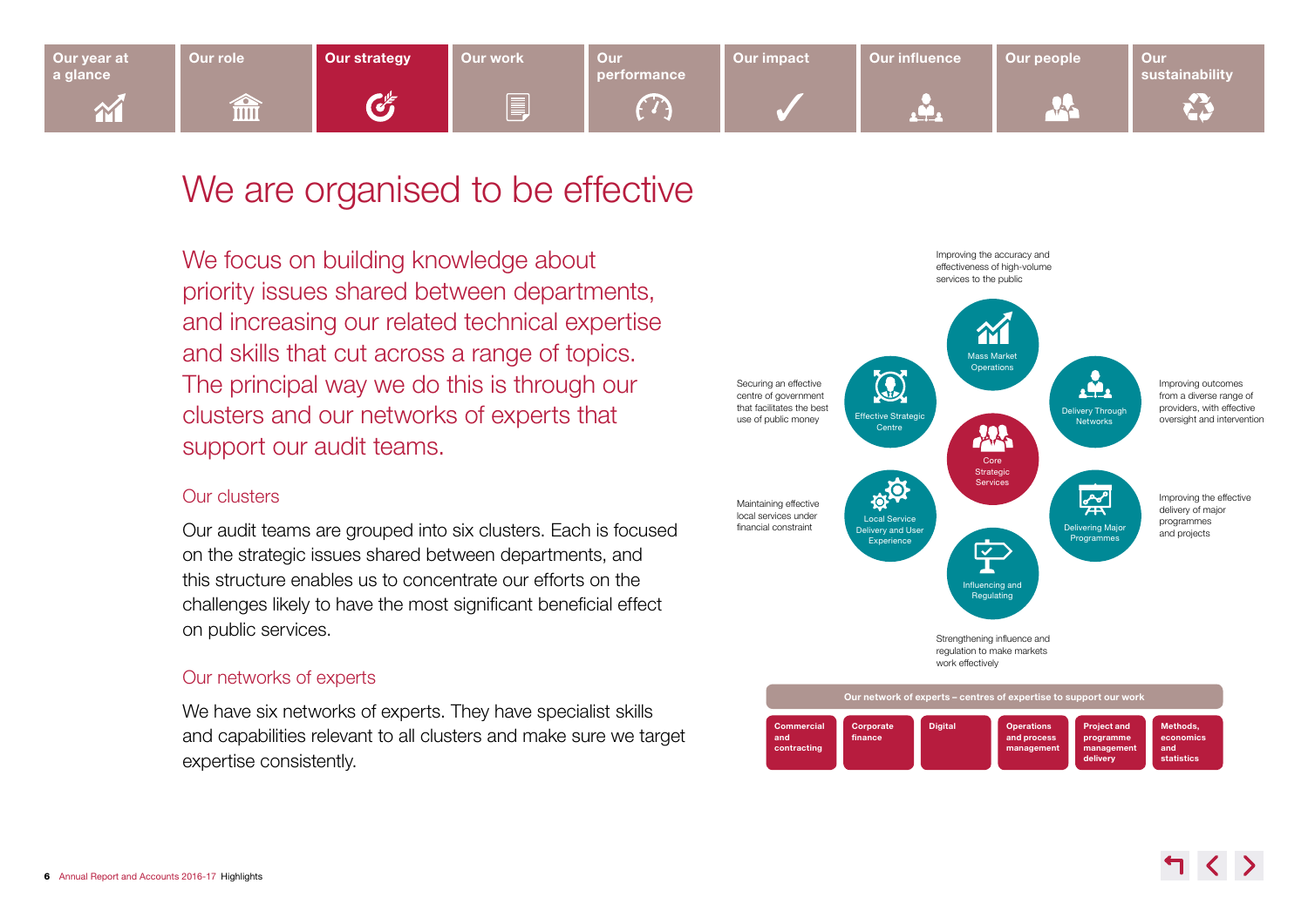# We are organised to be effective

We focus on building knowledge about priority issues shared between departments, and increasing our related technical expertise and skills that cut across a range of topics. The principal way we do this is through our clusters and our networks of experts that support our audit teams.

## Our clusters

Our audit teams are grouped into six clusters. Each is focused on the strategic issues shared between departments, and this structure enables us to concentrate our efforts on the challenges likely to have the most significant beneficial effect on public services.

## Our networks of experts

We have six networks of experts. They have specialist skills and capabilities relevant to all clusters and make sure we target expertise consistently.

Core Strategic Services

- **Mass Market Operations** – Improving the accuracy and effectiveness of high-volume services to the public
- **Delivery Through Networks** – Improving outcomes from a diverse range of providers, with effective oversight and intervention
- **Delivering Major Programmes** – Improving the effective delivery of major programmes and projects
- **Influencing and Regulating** – Strengthening influence and regulation to make markets work effectively
- **Local Service Delivery and User Experience** – Maintaining effective local services under financial constraint
- **Effective Strategic Centre** – Securing an effective centre of government that facilitates the best use of public money

**Our network of experts – centres of expertise to support our work**

- Commercial and contracting
- Corporate finance
- Digital
- Operations and process management
- Project and programme management delivery
- Methods, economics and statistics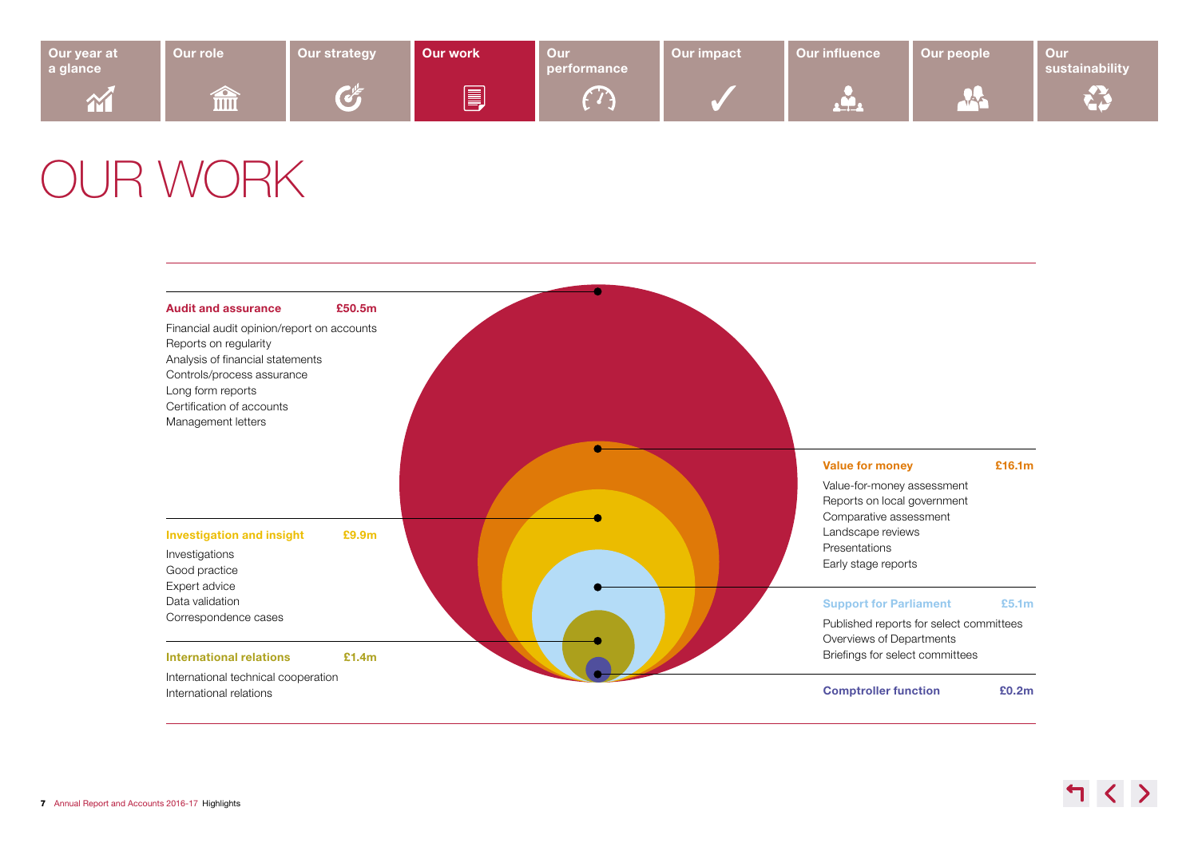# OUR WORK

**Audit and assurance** — **£50.5m**

- Financial audit opinion/report on accounts
- Reports on regularity
- Analysis of financial statements
- Controls/process assurance
- Long form reports
- Certification of accounts
- Management letters

**Value for money** — **£16.1m**

- Value-for-money assessment
- Reports on local government
- Comparative assessment
- Landscape reviews
- Presentations
- Early stage reports

**Investigation and insight** — **£9.9m**

- Investigations
- Good practice
- Expert advice
- Data validation
- Correspondence cases

**Support for Parliament** — **£5.1m**

- Published reports for select committees
- Overviews of Departments
- Briefings for select committees

**International relations** — **£1.4m**

- International technical cooperation
- International relations

**Comptroller function** — **£0.2m**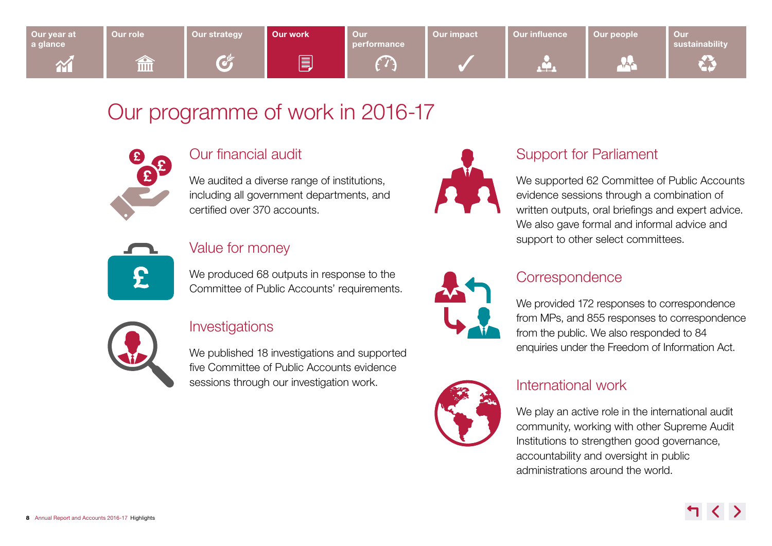# Our programme of work in 2016-17

## Our financial audit

We audited a diverse range of institutions, including all government departments, and certified over 370 accounts.

## Value for money

We produced 68 outputs in response to the Committee of Public Accounts' requirements.

## Investigations

We published 18 investigations and supported five Committee of Public Accounts evidence sessions through our investigation work.

## Support for Parliament

We supported 62 Committee of Public Accounts evidence sessions through a combination of written outputs, oral briefings and expert advice. We also gave formal and informal advice and support to other select committees.

## Correspondence

We provided 172 responses to correspondence from MPs, and 855 responses to correspondence from the public. We also responded to 84 enquiries under the Freedom of Information Act.

## International work

We play an active role in the international audit community, working with other Supreme Audit Institutions to strengthen good governance, accountability and oversight in public administrations around the world.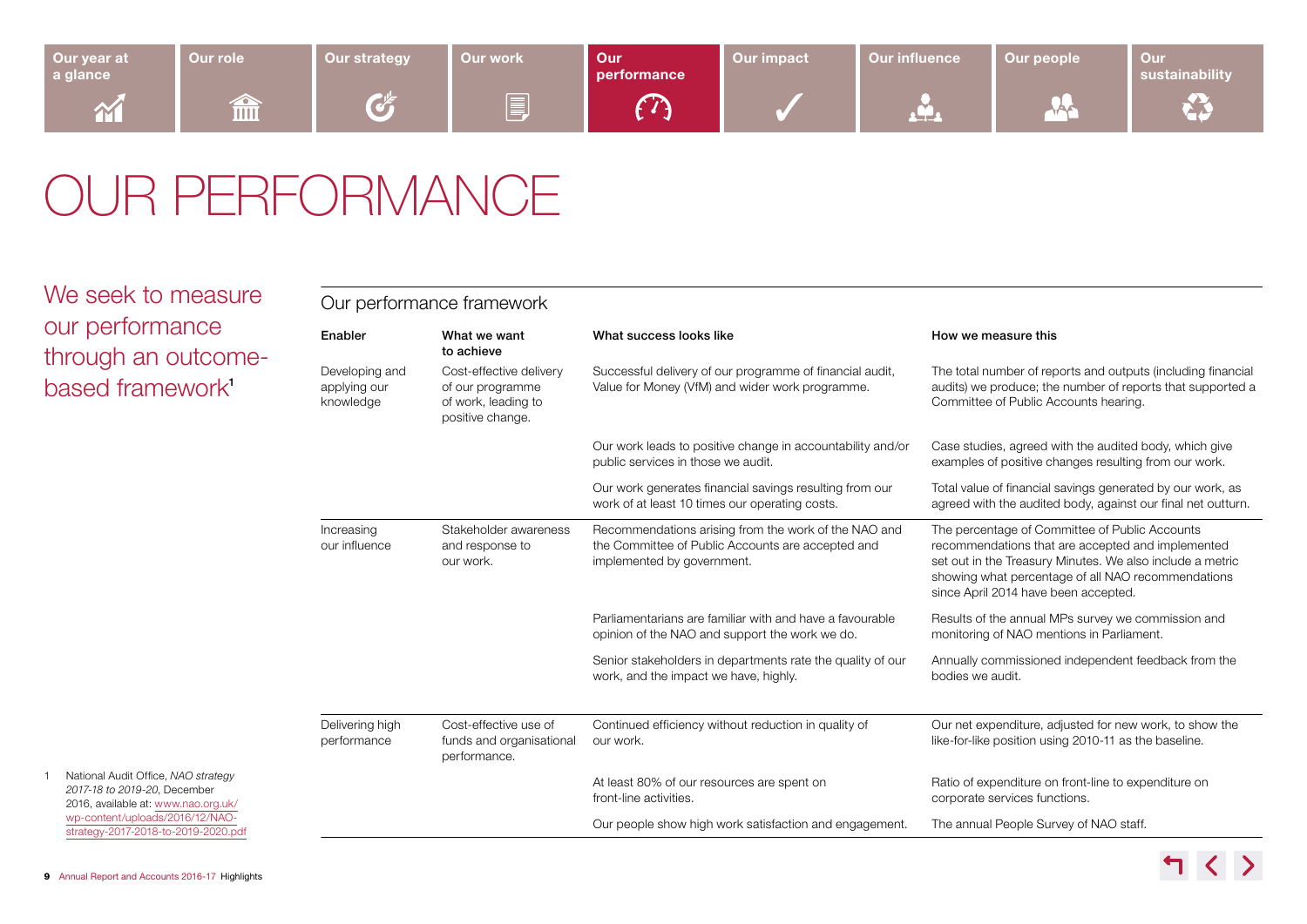# OUR PERFORMANCE

We seek to measure our performance through an outcome-based framework[1]

## Our performance framework

| Enabler | What we want to achieve | What success looks like | How we measure this |
|---|---|---|---|
| Developing and applying our knowledge | Cost-effective delivery of our programme of work, leading to positive change. | Successful delivery of our programme of financial audit, Value for Money (VfM) and wider work programme. | The total number of reports and outputs (including financial audits) we produce; the number of reports that supported a Committee of Public Accounts hearing. |
| | | Our work leads to positive change in accountability and/or public services in those we audit. | Case studies, agreed with the audited body, which give examples of positive changes resulting from our work. |
| | | Our work generates financial savings resulting from our work of at least 10 times our operating costs. | Total value of financial savings generated by our work, as agreed with the audited body, against our final net outturn. |
| Increasing our influence | Stakeholder awareness and response to our work. | Recommendations arising from the work of the NAO and the Committee of Public Accounts are accepted and implemented by government. | The percentage of Committee of Public Accounts recommendations that are accepted and implemented set out in the Treasury Minutes. We also include a metric showing what percentage of all NAO recommendations since April 2014 have been accepted. |
| | | Parliamentarians are familiar with and have a favourable opinion of the NAO and support the work we do. | Results of the annual MPs survey we commission and monitoring of NAO mentions in Parliament. |
| | | Senior stakeholders in departments rate the quality of our work, and the impact we have, highly. | Annually commissioned independent feedback from the bodies we audit. |
| Delivering high performance | Cost-effective use of funds and organisational performance. | Continued efficiency without reduction in quality of our work. | Our net expenditure, adjusted for new work, to show the like-for-like position using 2010-11 as the baseline. |
| | | At least 80% of our resources are spent on front-line activities. | Ratio of expenditure on front-line to expenditure on corporate services functions. |
| | | Our people show high work satisfaction and engagement. | The annual People Survey of NAO staff. |

1 National Audit Office, *NAO strategy 2017-18 to 2019-20*, December 2016, available at: www.nao.org.uk/wp-content/uploads/2016/12/NAO-strategy-2017-2018-to-2019-2020.pdf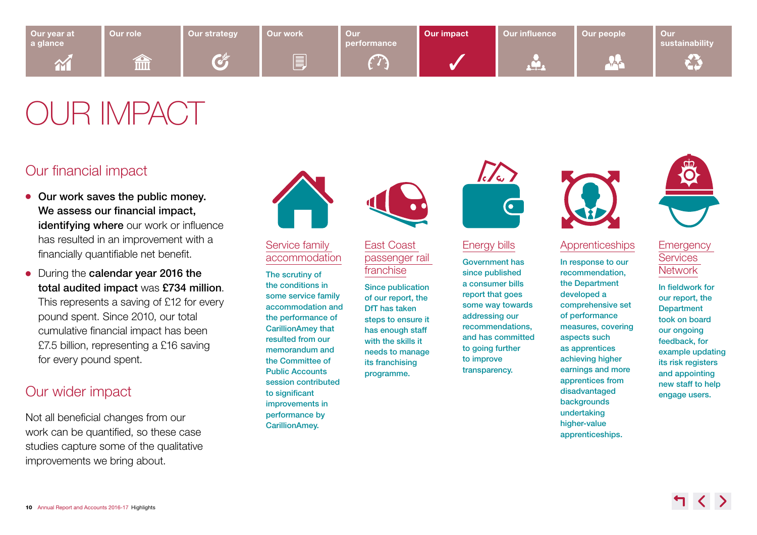# OUR IMPACT

## Our financial impact

- **Our work saves the public money. We assess our financial impact, identifying where** our work or influence has resulted in an improvement with a financially quantifiable net benefit.
- During the **calendar year 2016 the total audited impact** was **£734 million**. This represents a saving of £12 for every pound spent. Since 2010, our total cumulative financial impact has been £7.5 billion, representing a £16 saving for every pound spent.

## Our wider impact

Not all beneficial changes from our work can be quantified, so these case studies capture some of the qualitative improvements we bring about.

### Service family accommodation

The scrutiny of the conditions in some service family accommodation and the performance of CarillionAmey that resulted from our memorandum and the Committee of Public Accounts session contributed to significant improvements in performance by CarillionAmey.

### East Coast passenger rail franchise

Since publication of our report, the DfT has taken steps to ensure it has enough staff with the skills it needs to manage its franchising programme.

### Energy bills

Government has since published a consumer bills report that goes some way towards addressing our recommendations, and has committed to going further to improve transparency.

### Apprenticeships

In response to our recommendation, the Department developed a comprehensive set of performance measures, covering aspects such as apprentices achieving higher earnings and more apprentices from disadvantaged backgrounds undertaking higher-value apprenticeships.

### Emergency Services Network

In fieldwork for our report, the Department took on board our ongoing feedback, for example updating its risk registers and appointing new staff to help engage users.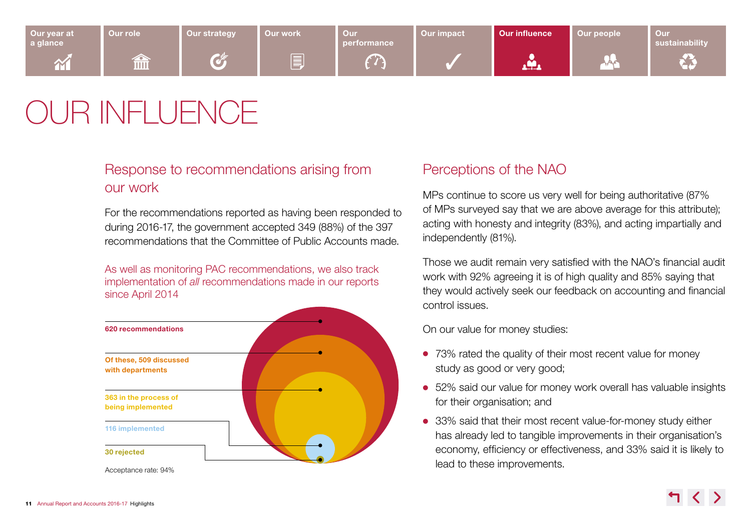# OUR INFLUENCE

## Response to recommendations arising from our work

For the recommendations reported as having been responded to during 2016-17, the government accepted 349 (88%) of the 397 recommendations that the Committee of Public Accounts made.

As well as monitoring PAC recommendations, we also track implementation of *all* recommendations made in our reports since April 2014

**620 recommendations**

**Of these, 509 discussed with departments**

**363 in the process of being implemented**

**116 implemented**

**30 rejected**

Acceptance rate: 94%

## Perceptions of the NAO

MPs continue to score us very well for being authoritative (87% of MPs surveyed say that we are above average for this attribute); acting with honesty and integrity (83%), and acting impartially and independently (81%).

Those we audit remain very satisfied with the NAO's financial audit work with 92% agreeing it is of high quality and 85% saying that they would actively seek our feedback on accounting and financial control issues.

On our value for money studies:

- 73% rated the quality of their most recent value for money study as good or very good;
- 52% said our value for money work overall has valuable insights for their organisation; and
- 33% said that their most recent value-for-money study either has already led to tangible improvements in their organisation's economy, efficiency or effectiveness, and 33% said it is likely to lead to these improvements.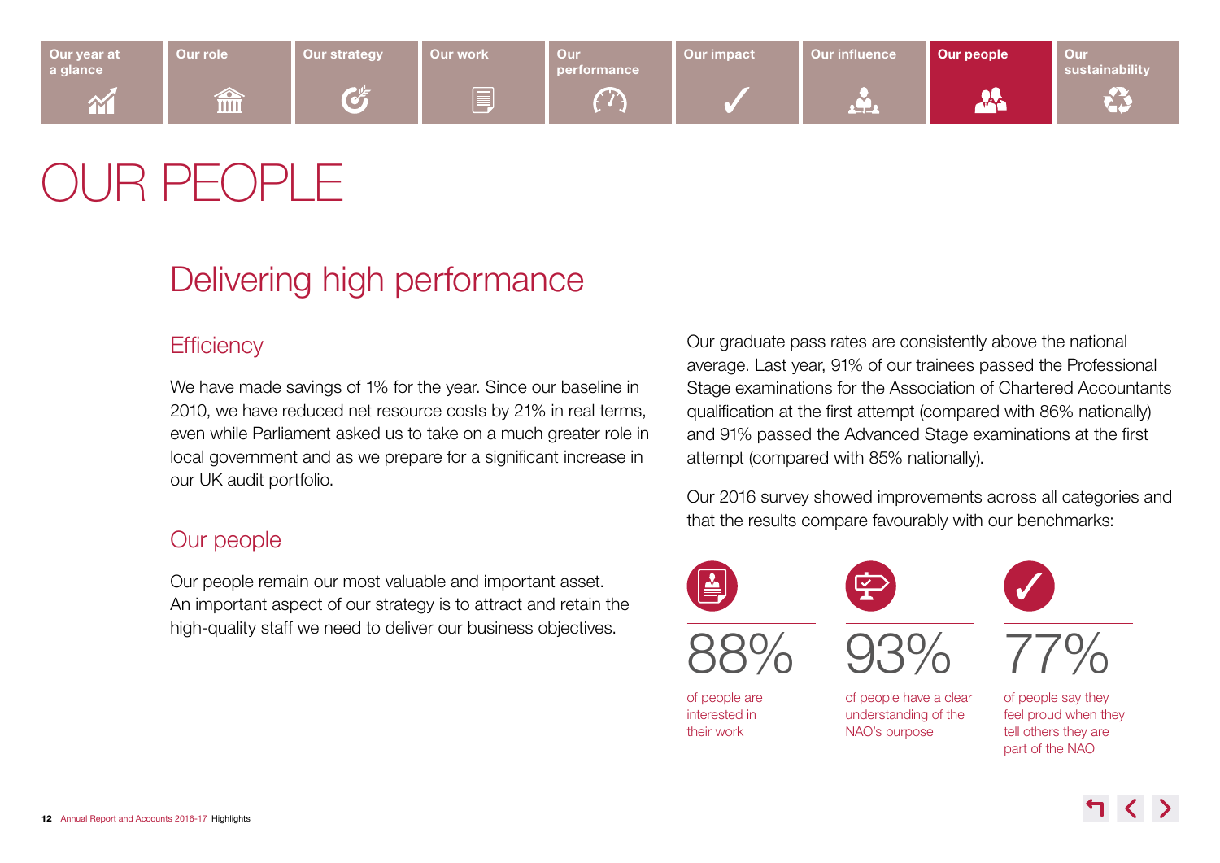# OUR PEOPLE

## Delivering high performance

### Efficiency

We have made savings of 1% for the year. Since our baseline in 2010, we have reduced net resource costs by 21% in real terms, even while Parliament asked us to take on a much greater role in local government and as we prepare for a significant increase in our UK audit portfolio.

### Our people

Our people remain our most valuable and important asset. An important aspect of our strategy is to attract and retain the high-quality staff we need to deliver our business objectives.

Our graduate pass rates are consistently above the national average. Last year, 91% of our trainees passed the Professional Stage examinations for the Association of Chartered Accountants qualification at the first attempt (compared with 86% nationally) and 91% passed the Advanced Stage examinations at the first attempt (compared with 85% nationally).

Our 2016 survey showed improvements across all categories and that the results compare favourably with our benchmarks:

**88%** of people are interested in their work

**93%** of people have a clear understanding of the NAO's purpose

**77%** of people say they feel proud when they tell others they are part of the NAO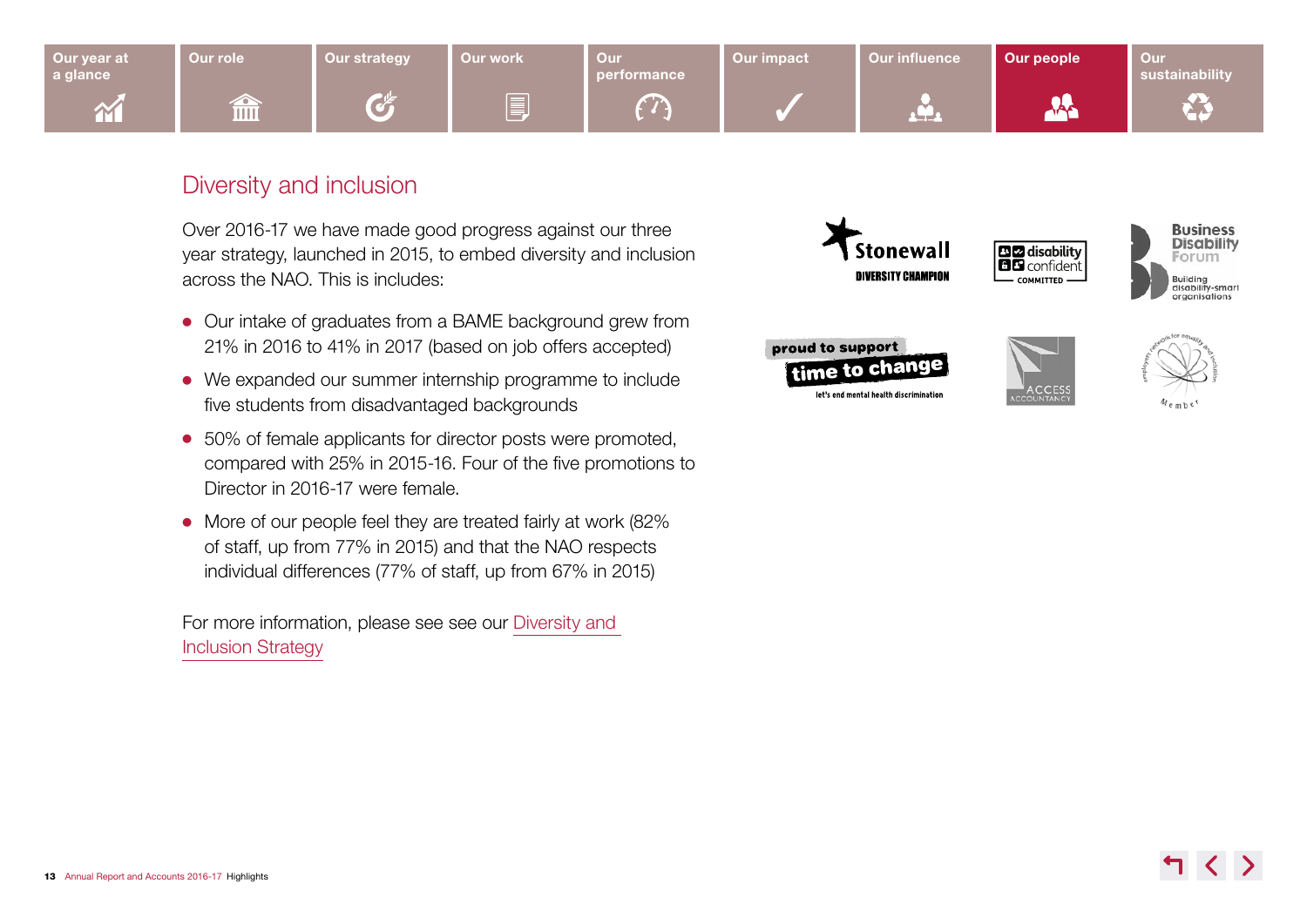## Diversity and inclusion

Over 2016-17 we have made good progress against our three year strategy, launched in 2015, to embed diversity and inclusion across the NAO. This is includes:

- Our intake of graduates from a BAME background grew from 21% in 2016 to 41% in 2017 (based on job offers accepted)
- We expanded our summer internship programme to include five students from disadvantaged backgrounds
- 50% of female applicants for director posts were promoted, compared with 25% in 2015-16. Four of the five promotions to Director in 2016-17 were female.
- More of our people feel they are treated fairly at work (82% of staff, up from 77% in 2015) and that the NAO respects individual differences (77% of staff, up from 67% in 2015)

For more information, please see see our Diversity and Inclusion Strategy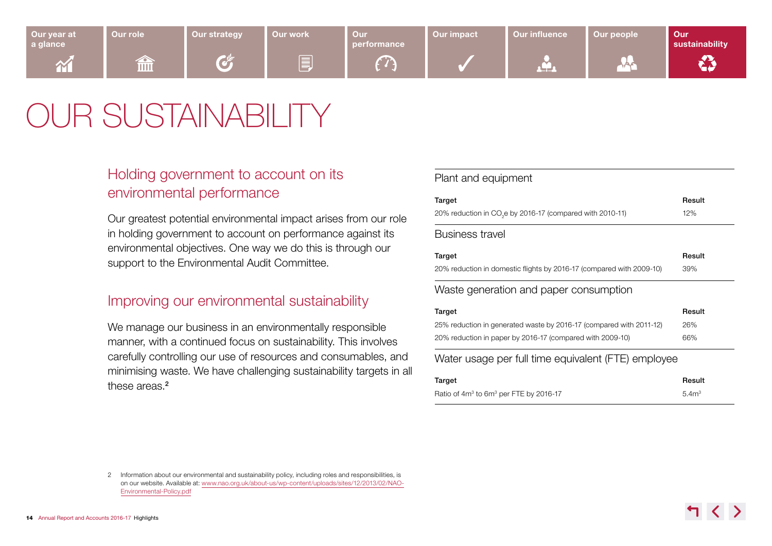# OUR SUSTAINABILITY

## Holding government to account on its environmental performance

Our greatest potential environmental impact arises from our role in holding government to account on performance against its environmental objectives. One way we do this is through our support to the Environmental Audit Committee.

## Improving our environmental sustainability

We manage our business in an environmentally responsible manner, with a continued focus on sustainability. This involves carefully controlling our use of resources and consumables, and minimising waste. We have challenging sustainability targets in all these areas.[2]

### Plant and equipment

| Target | Result |
|---|---|
| 20% reduction in $CO_2e$ by 2016-17 (compared with 2010-11) | 12% |

### Business travel

| Target | Result |
|---|---|
| 20% reduction in domestic flights by 2016-17 (compared with 2009-10) | 39% |

### Waste generation and paper consumption

| Target | Result |
|---|---|
| 25% reduction in generated waste by 2016-17 (compared with 2011-12) | 26% |
| 20% reduction in paper by 2016-17 (compared with 2009-10) | 66% |

### Water usage per full time equivalent (FTE) employee

| Target | Result |
|---|---|
| Ratio of $4m^3$ to $6m^3$ per FTE by 2016-17 | $5.4m^3$ |

2 Information about our environmental and sustainability policy, including roles and responsibilities, is on our website. Available at: www.nao.org.uk/about-us/wp-content/uploads/sites/12/2013/02/NAO-Environmental-Policy.pdf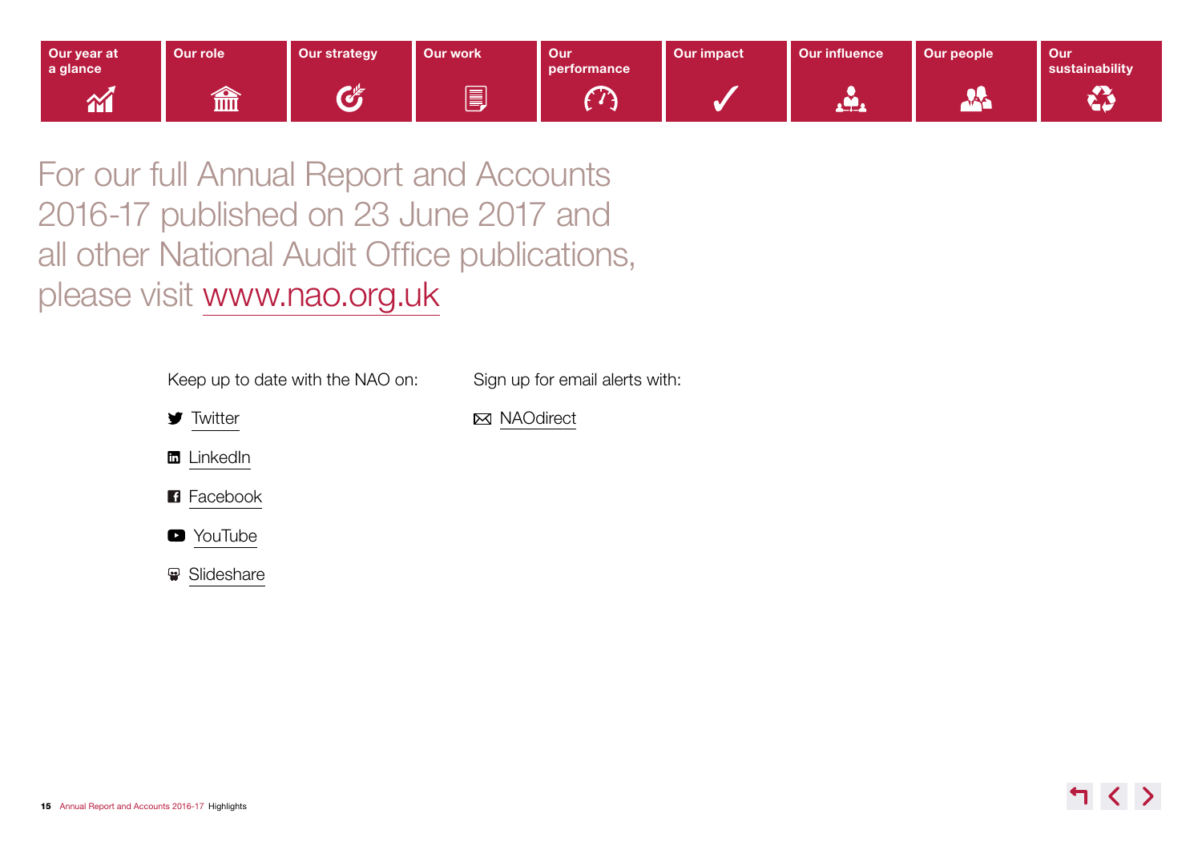Our year at a glance | Our role | Our strategy | Our work | Our performance | Our impact | Our influence | Our people | Our sustainability

For our full Annual Report and Accounts 2016-17 published on 23 June 2017 and all other National Audit Office publications, please visit www.nao.org.uk

Keep up to date with the NAO on:

- Twitter
- LinkedIn
- Facebook
- YouTube
- Slideshare

Sign up for email alerts with:

- NAOdirect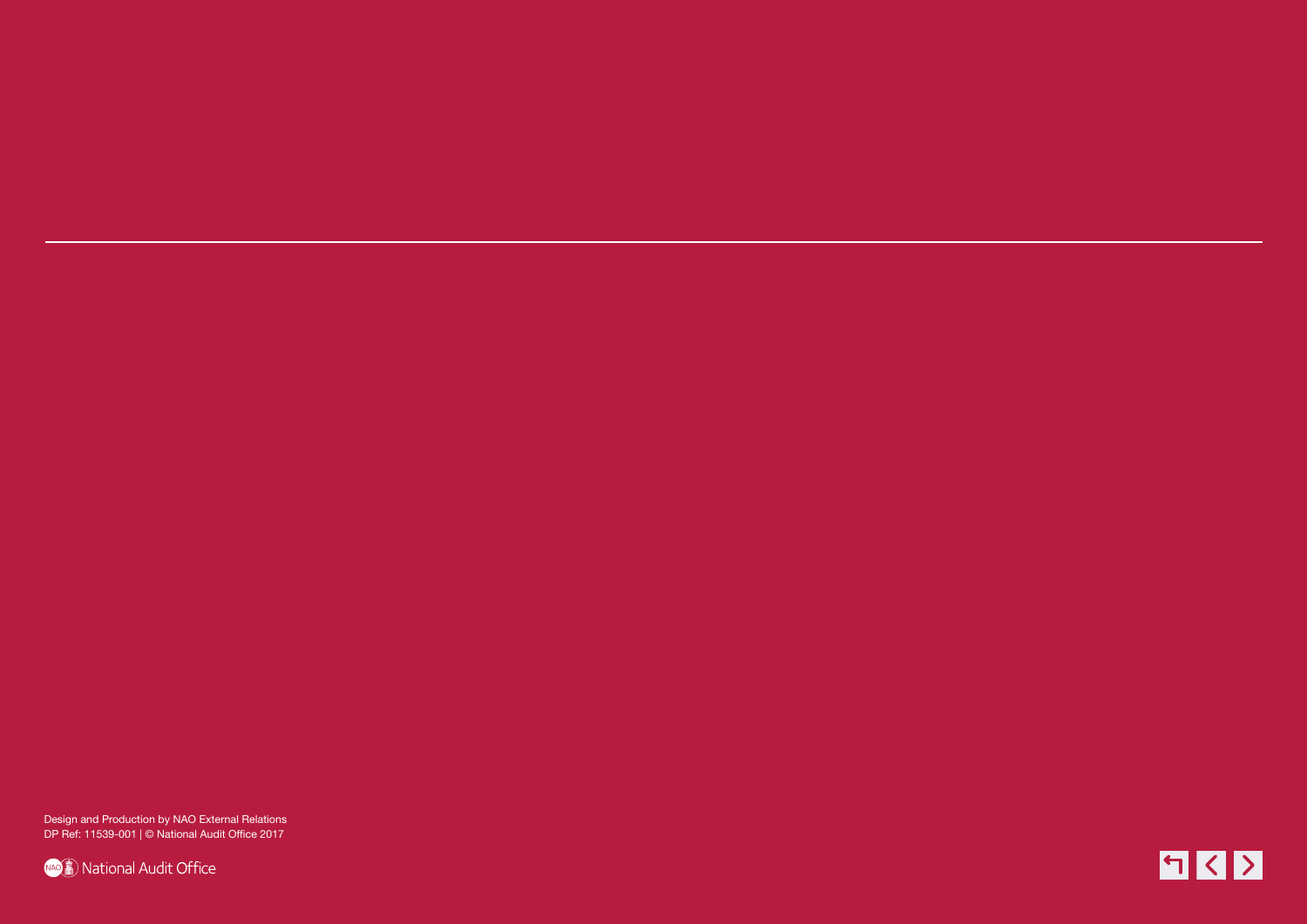Design and Production by NAO External Relations
DP Ref: 11539-001 | © National Audit Office 2017

National Audit Office